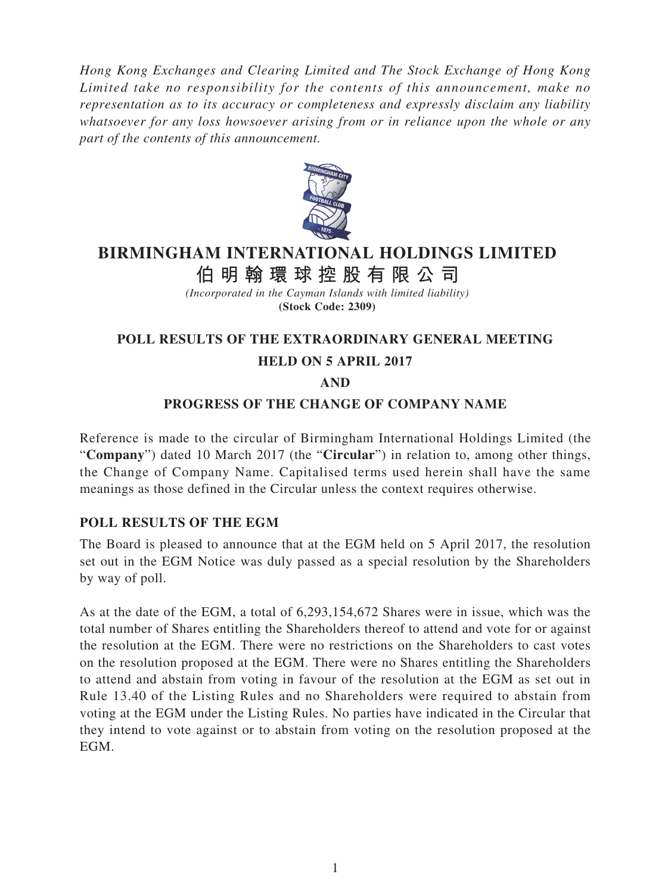*Hong Kong Exchanges and Clearing Limited and The Stock Exchange of Hong Kong Limited take no responsibility for the contents of this announcement, make no representation as to its accuracy or completeness and expressly disclaim any liability whatsoever for any loss howsoever arising from or in reliance upon the whole or any part of the contents of this announcement.*

# BIRMINGHAM INTERNATIONAL HOLDINGS LIMITED
# 伯明翰環球控股有限公司

*(Incorporated in the Cayman Islands with limited liability)*
**(Stock Code: 2309)**

## POLL RESULTS OF THE EXTRAORDINARY GENERAL MEETING HELD ON 5 APRIL 2017 AND PROGRESS OF THE CHANGE OF COMPANY NAME

Reference is made to the circular of Birmingham International Holdings Limited (the "**Company**") dated 10 March 2017 (the "**Circular**") in relation to, among other things, the Change of Company Name. Capitalised terms used herein shall have the same meanings as those defined in the Circular unless the context requires otherwise.

### POLL RESULTS OF THE EGM

The Board is pleased to announce that at the EGM held on 5 April 2017, the resolution set out in the EGM Notice was duly passed as a special resolution by the Shareholders by way of poll.

As at the date of the EGM, a total of 6,293,154,672 Shares were in issue, which was the total number of Shares entitling the Shareholders thereof to attend and vote for or against the resolution at the EGM. There were no restrictions on the Shareholders to cast votes on the resolution proposed at the EGM. There were no Shares entitling the Shareholders to attend and abstain from voting in favour of the resolution at the EGM as set out in Rule 13.40 of the Listing Rules and no Shareholders were required to abstain from voting at the EGM under the Listing Rules. No parties have indicated in the Circular that they intend to vote against or to abstain from voting on the resolution proposed at the EGM.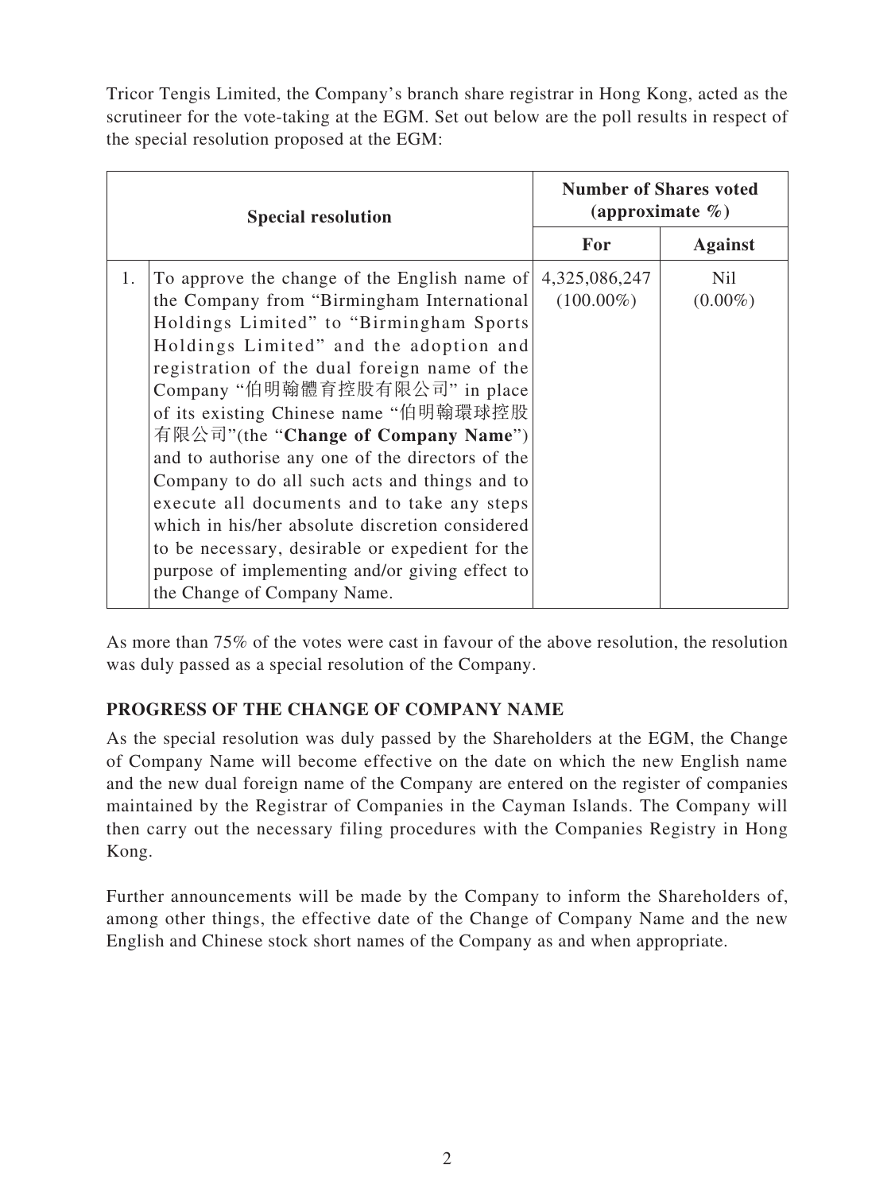Tricor Tengis Limited, the Company's branch share registrar in Hong Kong, acted as the scrutineer for the vote-taking at the EGM. Set out below are the poll results in respect of the special resolution proposed at the EGM:

| Special resolution | | Number of Shares voted (approximate %) | |
|---|---|---|---|
| | | **For** | **Against** |
| 1. | To approve the change of the English name of the Company from "Birmingham International Holdings Limited" to "Birmingham Sports Holdings Limited" and the adoption and registration of the dual foreign name of the Company "伯明翰體育控股有限公司" in place of its existing Chinese name "伯明翰環球控股有限公司"(the "**Change of Company Name**") and to authorise any one of the directors of the Company to do all such acts and things and to execute all documents and to take any steps which in his/her absolute discretion considered to be necessary, desirable or expedient for the purpose of implementing and/or giving effect to the Change of Company Name. | 4,325,086,247 (100.00%) | Nil (0.00%) |

As more than 75% of the votes were cast in favour of the above resolution, the resolution was duly passed as a special resolution of the Company.

## PROGRESS OF THE CHANGE OF COMPANY NAME

As the special resolution was duly passed by the Shareholders at the EGM, the Change of Company Name will become effective on the date on which the new English name and the new dual foreign name of the Company are entered on the register of companies maintained by the Registrar of Companies in the Cayman Islands. The Company will then carry out the necessary filing procedures with the Companies Registry in Hong Kong.

Further announcements will be made by the Company to inform the Shareholders of, among other things, the effective date of the Change of Company Name and the new English and Chinese stock short names of the Company as and when appropriate.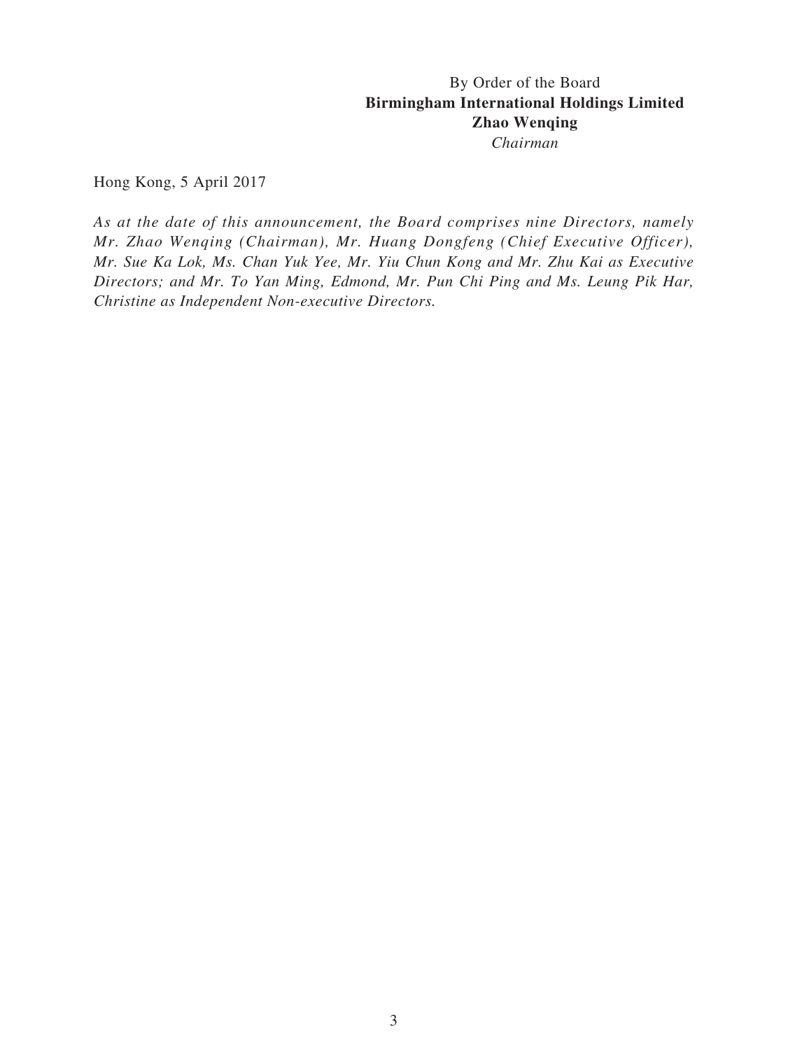By Order of the Board
**Birmingham International Holdings Limited**
**Zhao Wenqing**
*Chairman*

Hong Kong, 5 April 2017

*As at the date of this announcement, the Board comprises nine Directors, namely Mr. Zhao Wenqing (Chairman), Mr. Huang Dongfeng (Chief Executive Officer), Mr. Sue Ka Lok, Ms. Chan Yuk Yee, Mr. Yiu Chun Kong and Mr. Zhu Kai as Executive Directors; and Mr. To Yan Ming, Edmond, Mr. Pun Chi Ping and Ms. Leung Pik Har, Christine as Independent Non-executive Directors.*